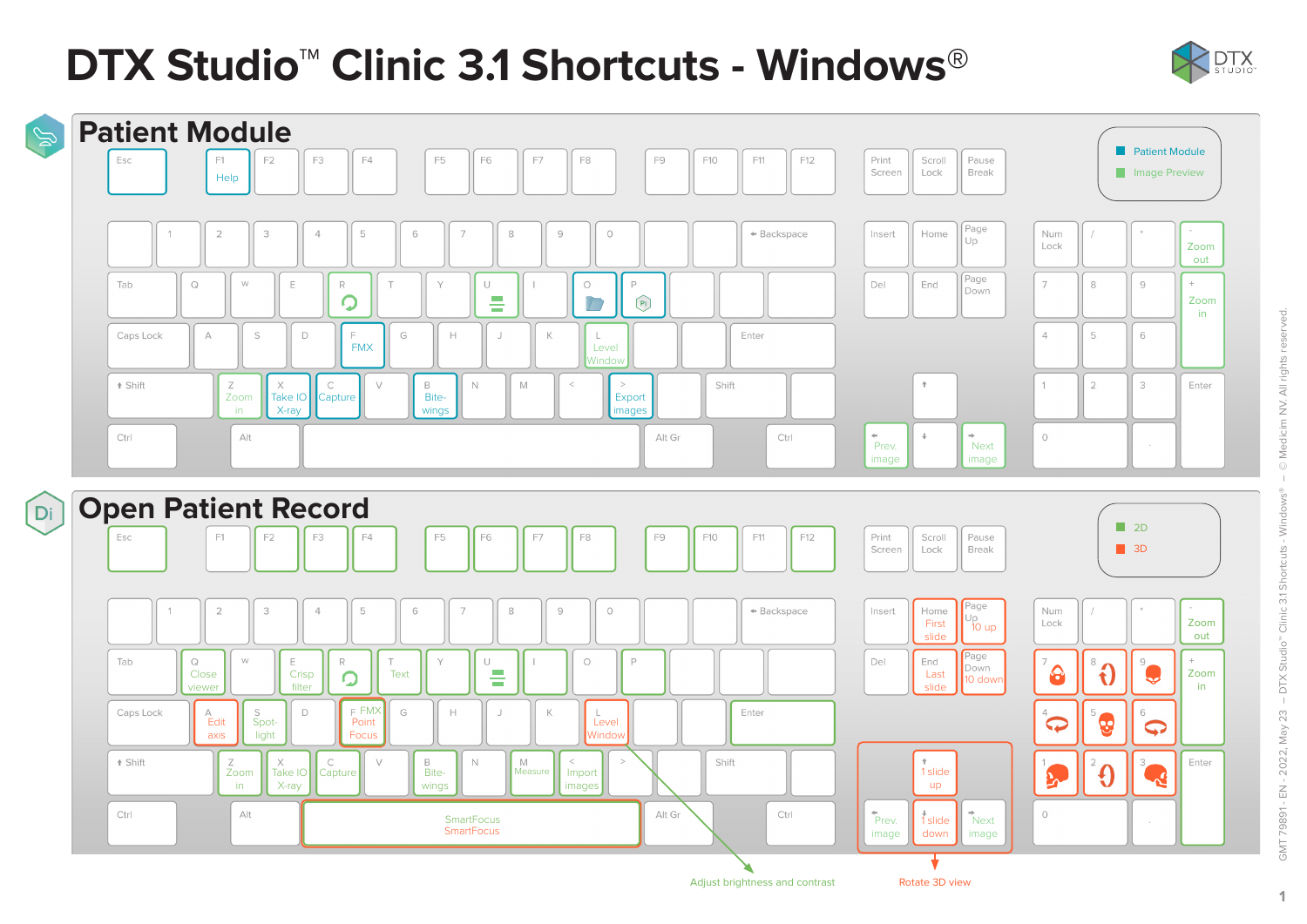# DTX Studio™ Clinic 3.1 Shortcuts - Windows®

## Patient Module

Legend: Patient Module / Image Preview

| Key | Function |
| --- | --- |
| F1 | Help |
| R | (Refresh icon) |
| U | (Icon) |
| O | (Folder icon) |
| P | (Icon) |
| F | FMX |
| L | Level Window |
| Z | Zoom in |
| X | Take IO X-ray |
| C | Capture |
| B | Bite-wings |
| > | Export images |
| ← | Prev. image |
| → | Next image |
| - (Numpad) | Zoom out |
| + (Numpad) | Zoom in |

## Open Patient Record

Legend: 2D / 3D

| Key | Function |
| --- | --- |
| Q | Close viewer |
| E | Crisp filter |
| R | (Refresh icon) |
| T | Text |
| U | (Icon) |
| A | Edit axis |
| S | Spotlight |
| F | FMX / Point Focus |
| L | Level Window |
| Z | Zoom in |
| X | Take IO X-ray |
| C | Capture |
| B | Bite-wings |
| M | Measure |
| < | Import images |
| Space | SmartFocus / SmartFocus |
| Home | First slide |
| End | Last slide |
| Page Up | 10 up |
| Page Down | 10 down |
| ↑ | 1 slide up |
| ↓ | 1 slide down |
| ← | Prev. image |
| → | Next image |
| - (Numpad) | Zoom out |
| + (Numpad) | Zoom in |
| Numpad 1–9 | Rotate 3D view |

Adjust brightness and contrast

Rotate 3D view

GMT 79891 - EN - 2022, May 23 – DTX Studio™ Clinic 3.1 Shortcuts - Windows® – © Medicim NV. All rights reserved.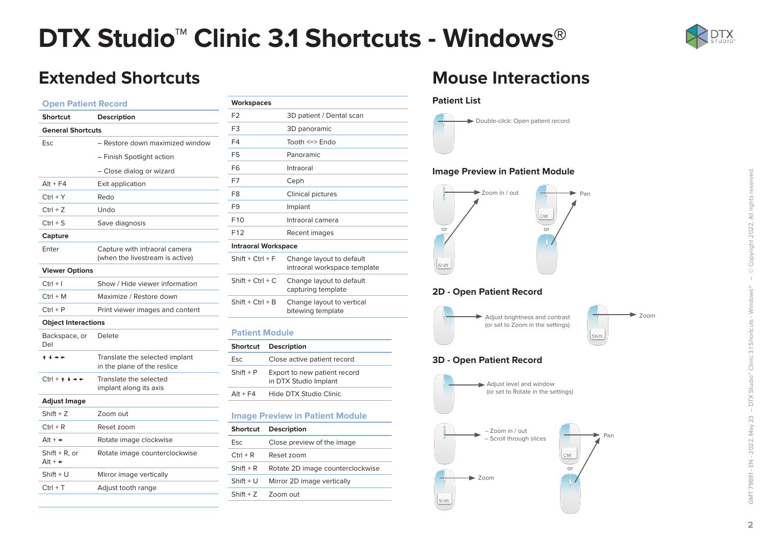# DTX Studio™ Clinic 3.1 Shortcuts - Windows®

## Extended Shortcuts

### Open Patient Record

| Shortcut | Description |
|---|---|
| **General Shortcuts** | |
| Esc | – Restore down maximized window<br>– Finish Spotlight action<br>– Close dialog or wizard |
| Alt + F4 | Exit application |
| Ctrl + Y | Redo |
| Ctrl + Z | Undo |
| Ctrl + S | Save diagnosis |
| **Capture** | |
| Enter | Capture with intraoral camera (when the livestream is active) |
| **Viewer Options** | |
| Ctrl + I | Show / Hide viewer information |
| Ctrl + M | Maximize / Restore down |
| Ctrl + P | Print viewer images and content |
| **Object Interactions** | |
| Backspace, or Del | Delete |
| ↑ ↓ → ← | Translate the selected implant in the plane of the reslice |
| Ctrl + ↑ ↓ → ← | Translate the selected implant along its axis |
| **Adjust Image** | |
| Shift + Z | Zoom out |
| Ctrl + R | Reset zoom |
| Alt + → | Rotate image clockwise |
| Shift + R, or Alt + ← | Rotate image counterclockwise |
| Shift + U | Mirror image vertically |
| Ctrl + T | Adjust tooth range |

| Workspaces | |
|---|---|
| F2 | 3D patient / Dental scan |
| F3 | 3D panoramic |
| F4 | Tooth <=> Endo |
| F5 | Panoramic |
| F6 | Intraoral |
| F7 | Ceph |
| F8 | Clinical pictures |
| F9 | Implant |
| F10 | Intraoral camera |
| F12 | Recent images |
| **Intraoral Workspace** | |
| Shift + Ctrl + F | Change layout to default intraoral workspace template |
| Shift + Ctrl + C | Change layout to default capturing template |
| Shift + Ctrl + B | Change layout to vertical bitewing template |

### Patient Module

| Shortcut | Description |
|---|---|
| Esc | Close active patient record |
| Shift + P | Export to new patient record in DTX Studio Implant |
| Alt + F4 | Hide DTX Studio Clinic |

### Image Preview in Patient Module

| Shortcut | Description |
|---|---|
| Esc | Close preview of the image |
| Ctrl + R | Reset zoom |
| Shift + R | Rotate 2D image counterclockwise |
| Shift + U | Mirror 2D image vertically |
| Shift + Z | Zoom out |

## Mouse Interactions

### Patient List

Double-click: Open patient record

### Image Preview in Patient Module

Zoom in / out
or
Shift

Ctrl
Pan
or

### 2D - Open Patient Record

Adjust brightness and contrast
(or set to Zoom in the settings)

Shift
Zoom

### 3D - Open Patient Record

Adjust level and window
(or set to Rotate in the settings)

– Zoom in / out
– Scroll through slices

Ctrl
Pan
or

Shift
Zoom

GMT 79891 - EN - 2022, May 23 – DTX Studio™ Clinic 3.1 Shortcuts - Windows® – © Copyright 2022. All rights reserved.